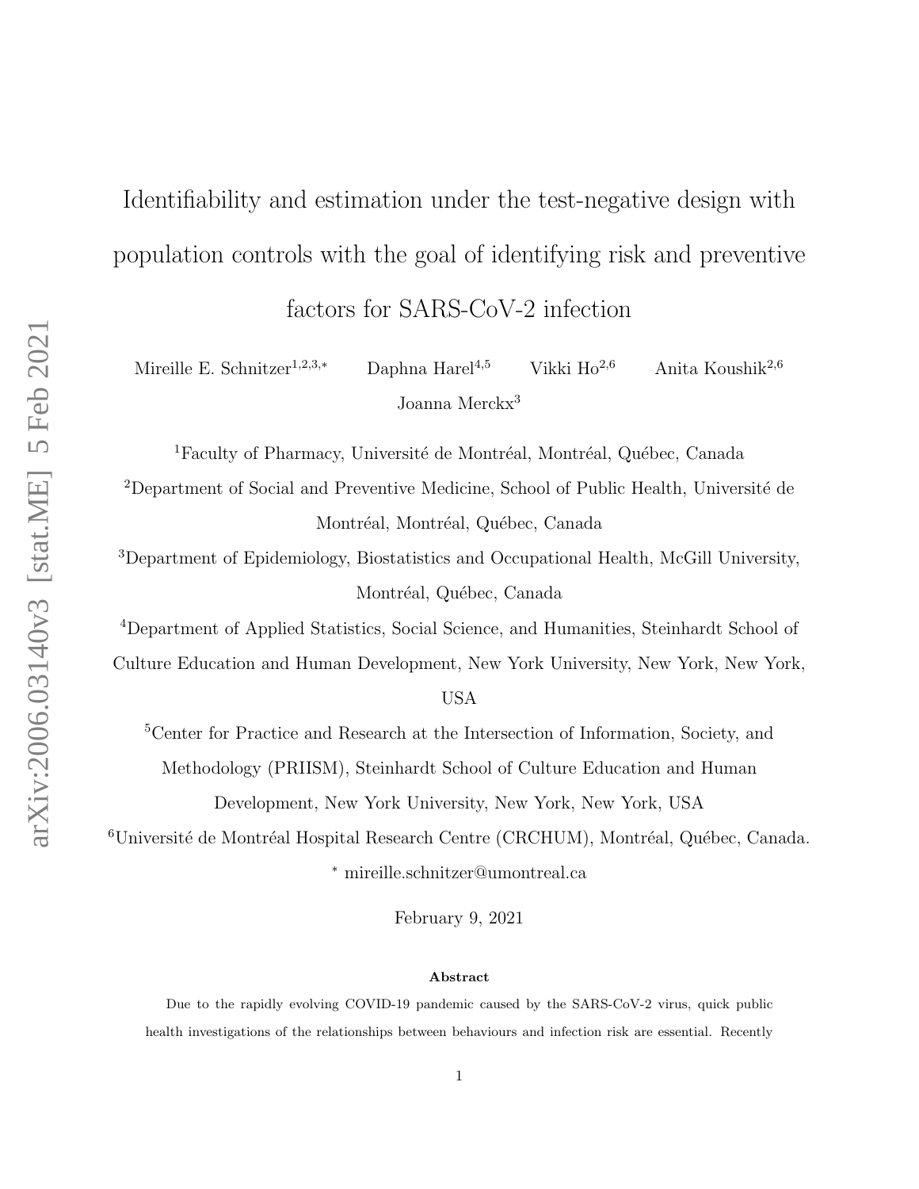# Identifiability and estimation under the test-negative design with population controls with the goal of identifying risk and preventive factors for SARS-CoV-2 infection

Mireille E. Schnitzer[1,2,3,*] Daphna Harel[4,5] Vikki Ho[2,6] Anita Koushik[2,6] Joanna Merckx[3]

[1]Faculty of Pharmacy, Université de Montréal, Montréal, Québec, Canada

[2]Department of Social and Preventive Medicine, School of Public Health, Université de Montréal, Montréal, Québec, Canada

[3]Department of Epidemiology, Biostatistics and Occupational Health, McGill University, Montréal, Québec, Canada

[4]Department of Applied Statistics, Social Science, and Humanities, Steinhardt School of Culture Education and Human Development, New York University, New York, New York, USA

[5]Center for Practice and Research at the Intersection of Information, Society, and Methodology (PRIISM), Steinhardt School of Culture Education and Human Development, New York University, New York, New York, USA

[6]Université de Montréal Hospital Research Centre (CRCHUM), Montréal, Québec, Canada.

[*] mireille.schnitzer@umontreal.ca

February 9, 2021

**Abstract**

Due to the rapidly evolving COVID-19 pandemic caused by the SARS-CoV-2 virus, quick public health investigations of the relationships between behaviours and infection risk are essential. Recently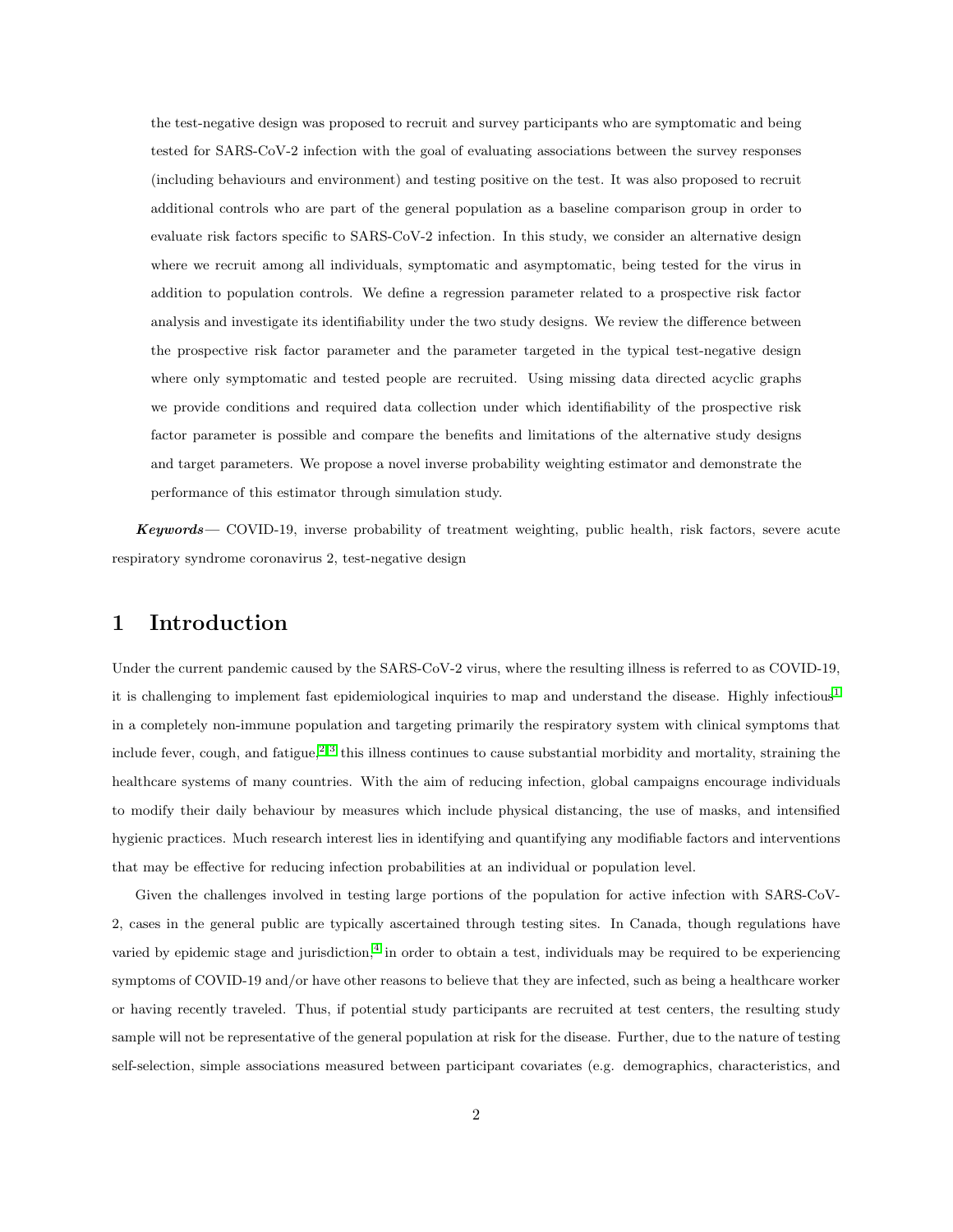the test-negative design was proposed to recruit and survey participants who are symptomatic and being tested for SARS-CoV-2 infection with the goal of evaluating associations between the survey responses (including behaviours and environment) and testing positive on the test. It was also proposed to recruit additional controls who are part of the general population as a baseline comparison group in order to evaluate risk factors specific to SARS-CoV-2 infection. In this study, we consider an alternative design where we recruit among all individuals, symptomatic and asymptomatic, being tested for the virus in addition to population controls. We define a regression parameter related to a prospective risk factor analysis and investigate its identifiability under the two study designs. We review the difference between the prospective risk factor parameter and the parameter targeted in the typical test-negative design where only symptomatic and tested people are recruited. Using missing data directed acyclic graphs we provide conditions and required data collection under which identifiability of the prospective risk factor parameter is possible and compare the benefits and limitations of the alternative study designs and target parameters. We propose a novel inverse probability weighting estimator and demonstrate the performance of this estimator through simulation study.

***Keywords***— COVID-19, inverse probability of treatment weighting, public health, risk factors, severe acute respiratory syndrome coronavirus 2, test-negative design

# 1 Introduction

Under the current pandemic caused by the SARS-CoV-2 virus, where the resulting illness is referred to as COVID-19, it is challenging to implement fast epidemiological inquiries to map and understand the disease. Highly infectious[1] in a completely non-immune population and targeting primarily the respiratory system with clinical symptoms that include fever, cough, and fatigue,[2,3] this illness continues to cause substantial morbidity and mortality, straining the healthcare systems of many countries. With the aim of reducing infection, global campaigns encourage individuals to modify their daily behaviour by measures which include physical distancing, the use of masks, and intensified hygienic practices. Much research interest lies in identifying and quantifying any modifiable factors and interventions that may be effective for reducing infection probabilities at an individual or population level.

Given the challenges involved in testing large portions of the population for active infection with SARS-CoV-2, cases in the general public are typically ascertained through testing sites. In Canada, though regulations have varied by epidemic stage and jurisdiction,[4] in order to obtain a test, individuals may be required to be experiencing symptoms of COVID-19 and/or have other reasons to believe that they are infected, such as being a healthcare worker or having recently traveled. Thus, if potential study participants are recruited at test centers, the resulting study sample will not be representative of the general population at risk for the disease. Further, due to the nature of testing self-selection, simple associations measured between participant covariates (e.g. demographics, characteristics, and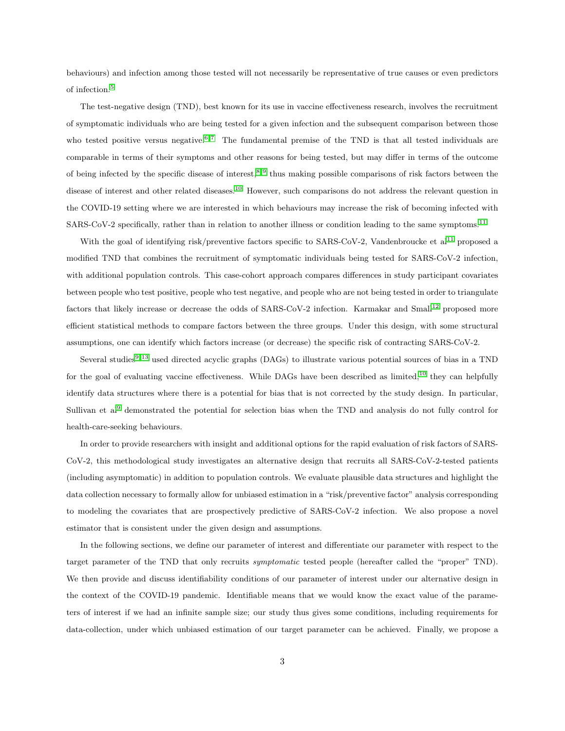behaviours) and infection among those tested will not necessarily be representative of true causes or even predictors of infection.[5]

The test-negative design (TND), best known for its use in vaccine effectiveness research, involves the recruitment of symptomatic individuals who are being tested for a given infection and the subsequent comparison between those who tested positive versus negative.[6,7] The fundamental premise of the TND is that all tested individuals are comparable in terms of their symptoms and other reasons for being tested, but may differ in terms of the outcome of being infected by the specific disease of interest,[8,9] thus making possible comparisons of risk factors between the disease of interest and other related diseases.[10] However, such comparisons do not address the relevant question in the COVID-19 setting where we are interested in which behaviours may increase the risk of becoming infected with SARS-CoV-2 specifically, rather than in relation to another illness or condition leading to the same symptoms.[11]

With the goal of identifying risk/preventive factors specific to SARS-CoV-2, Vandenbroucke et al[11] proposed a modified TND that combines the recruitment of symptomatic individuals being tested for SARS-CoV-2 infection, with additional population controls. This case-cohort approach compares differences in study participant covariates between people who test positive, people who test negative, and people who are not being tested in order to triangulate factors that likely increase or decrease the odds of SARS-CoV-2 infection. Karmakar and Small[12] proposed more efficient statistical methods to compare factors between the three groups. Under this design, with some structural assumptions, one can identify which factors increase (or decrease) the specific risk of contracting SARS-CoV-2.

Several studies[9,13] used directed acyclic graphs (DAGs) to illustrate various potential sources of bias in a TND for the goal of evaluating vaccine effectiveness. While DAGs have been described as limited,[10] they can helpfully identify data structures where there is a potential for bias that is not corrected by the study design. In particular, Sullivan et al[9] demonstrated the potential for selection bias when the TND and analysis do not fully control for health-care-seeking behaviours.

In order to provide researchers with insight and additional options for the rapid evaluation of risk factors of SARS-CoV-2, this methodological study investigates an alternative design that recruits all SARS-CoV-2-tested patients (including asymptomatic) in addition to population controls. We evaluate plausible data structures and highlight the data collection necessary to formally allow for unbiased estimation in a "risk/preventive factor" analysis corresponding to modeling the covariates that are prospectively predictive of SARS-CoV-2 infection. We also propose a novel estimator that is consistent under the given design and assumptions.

In the following sections, we define our parameter of interest and differentiate our parameter with respect to the target parameter of the TND that only recruits *symptomatic* tested people (hereafter called the "proper" TND). We then provide and discuss identifiability conditions of our parameter of interest under our alternative design in the context of the COVID-19 pandemic. Identifiable means that we would know the exact value of the parameters of interest if we had an infinite sample size; our study thus gives some conditions, including requirements for data-collection, under which unbiased estimation of our target parameter can be achieved. Finally, we propose a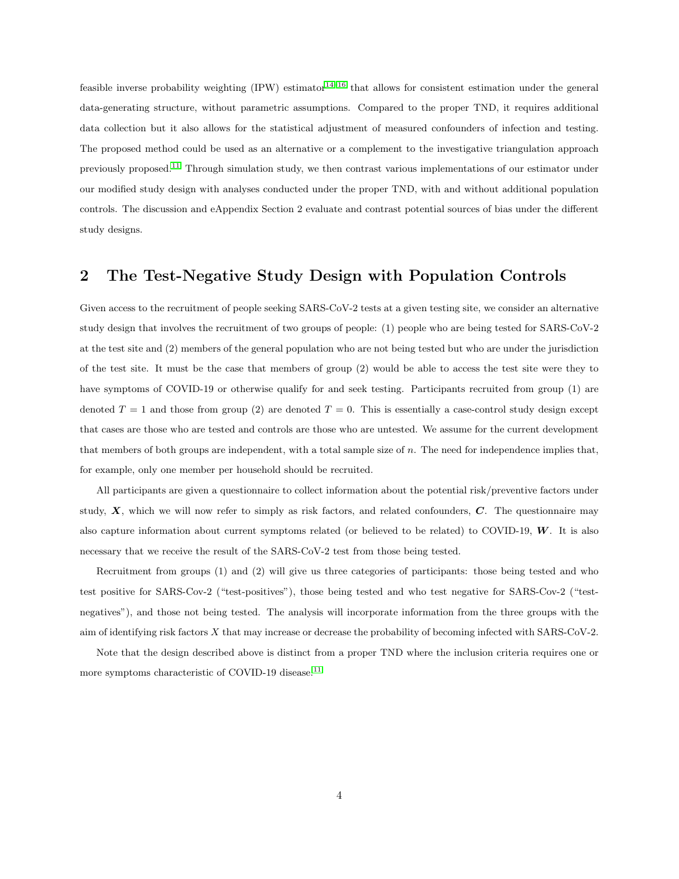feasible inverse probability weighting (IPW) estimator[14,16] that allows for consistent estimation under the general data-generating structure, without parametric assumptions. Compared to the proper TND, it requires additional data collection but it also allows for the statistical adjustment of measured confounders of infection and testing. The proposed method could be used as an alternative or a complement to the investigative triangulation approach previously proposed.[11] Through simulation study, we then contrast various implementations of our estimator under our modified study design with analyses conducted under the proper TND, with and without additional population controls. The discussion and eAppendix Section 2 evaluate and contrast potential sources of bias under the different study designs.

## 2 The Test-Negative Study Design with Population Controls

Given access to the recruitment of people seeking SARS-CoV-2 tests at a given testing site, we consider an alternative study design that involves the recruitment of two groups of people: (1) people who are being tested for SARS-CoV-2 at the test site and (2) members of the general population who are not being tested but who are under the jurisdiction of the test site. It must be the case that members of group (2) would be able to access the test site were they to have symptoms of COVID-19 or otherwise qualify for and seek testing. Participants recruited from group (1) are denoted $T = 1$ and those from group (2) are denoted $T = 0$. This is essentially a case-control study design except that cases are those who are tested and controls are those who are untested. We assume for the current development that members of both groups are independent, with a total sample size of $n$. The need for independence implies that, for example, only one member per household should be recruited.

All participants are given a questionnaire to collect information about the potential risk/preventive factors under study, $\boldsymbol{X}$, which we will now refer to simply as risk factors, and related confounders, $\boldsymbol{C}$. The questionnaire may also capture information about current symptoms related (or believed to be related) to COVID-19, $\boldsymbol{W}$. It is also necessary that we receive the result of the SARS-CoV-2 test from those being tested.

Recruitment from groups (1) and (2) will give us three categories of participants: those being tested and who test positive for SARS-Cov-2 ("test-positives"), those being tested and who test negative for SARS-Cov-2 ("test-negatives"), and those not being tested. The analysis will incorporate information from the three groups with the aim of identifying risk factors $X$ that may increase or decrease the probability of becoming infected with SARS-CoV-2.

Note that the design described above is distinct from a proper TND where the inclusion criteria requires one or more symptoms characteristic of COVID-19 disease.[11]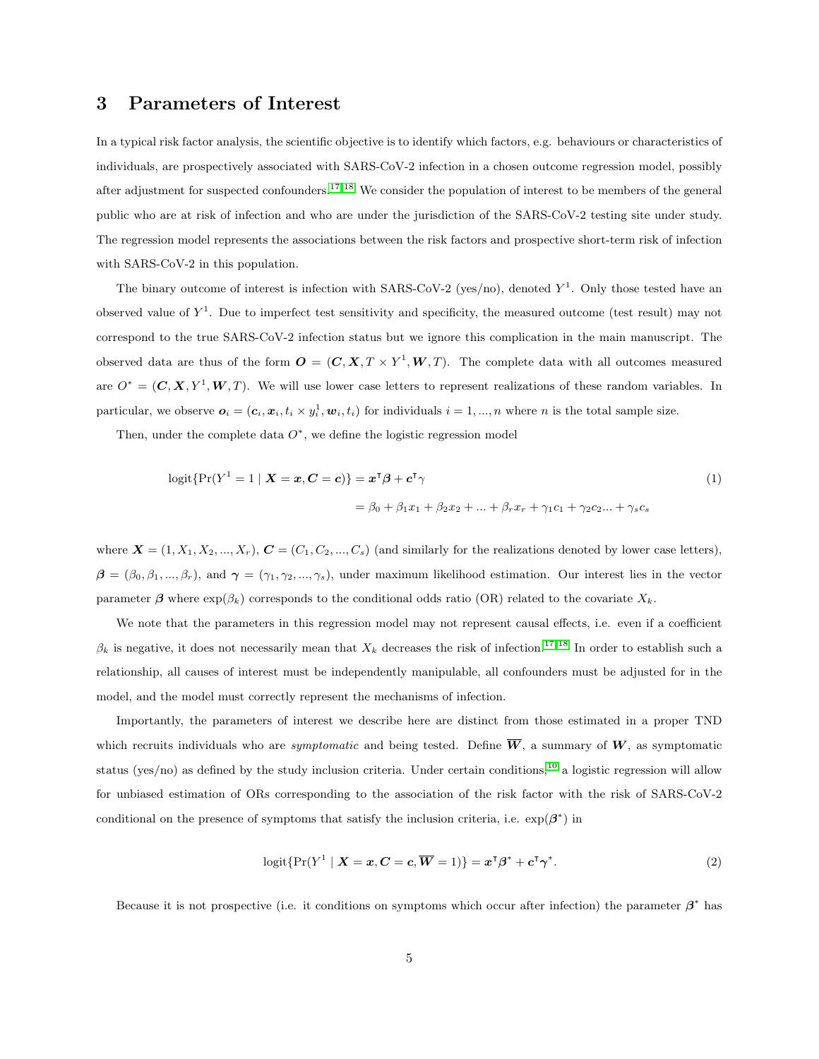# 3 Parameters of Interest

In a typical risk factor analysis, the scientific objective is to identify which factors, e.g. behaviours or characteristics of individuals, are prospectively associated with SARS-CoV-2 infection in a chosen outcome regression model, possibly after adjustment for suspected confounders.[17,18] We consider the population of interest to be members of the general public who are at risk of infection and who are under the jurisdiction of the SARS-CoV-2 testing site under study. The regression model represents the associations between the risk factors and prospective short-term risk of infection with SARS-CoV-2 in this population.

The binary outcome of interest is infection with SARS-CoV-2 (yes/no), denoted $Y^1$. Only those tested have an observed value of $Y^1$. Due to imperfect test sensitivity and specificity, the measured outcome (test result) may not correspond to the true SARS-CoV-2 infection status but we ignore this complication in the main manuscript. The observed data are thus of the form $\boldsymbol{O} = (\boldsymbol{C}, \boldsymbol{X}, T \times Y^1, \boldsymbol{W}, T)$. The complete data with all outcomes measured are $O^* = (\boldsymbol{C}, \boldsymbol{X}, Y^1, \boldsymbol{W}, T)$. We will use lower case letters to represent realizations of these random variables. In particular, we observe $\boldsymbol{o}_i = (\boldsymbol{c}_i, \boldsymbol{x}_i, t_i \times y_i^1, \boldsymbol{w}_i, t_i)$ for individuals $i = 1, ..., n$ where $n$ is the total sample size.

Then, under the complete data $O^*$, we define the logistic regression model

$$
\begin{aligned}
\text{logit}\{\Pr(Y^1 = 1 \mid \boldsymbol{X} = \boldsymbol{x}, \boldsymbol{C} = \boldsymbol{c})\} &= \boldsymbol{x}^\intercal \boldsymbol{\beta} + \boldsymbol{c}^\intercal \gamma \qquad (1) \\
&= \beta_0 + \beta_1 x_1 + \beta_2 x_2 + ... + \beta_r x_r + \gamma_1 c_1 + \gamma_2 c_2 ... + \gamma_s c_s
\end{aligned}
$$

where $\boldsymbol{X} = (1, X_1, X_2, ..., X_r)$, $\boldsymbol{C} = (C_1, C_2, ..., C_s)$ (and similarly for the realizations denoted by lower case letters), $\boldsymbol{\beta} = (\beta_0, \beta_1, ..., \beta_r)$, and $\boldsymbol{\gamma} = (\gamma_1, \gamma_2, ..., \gamma_s)$, under maximum likelihood estimation. Our interest lies in the vector parameter $\boldsymbol{\beta}$ where $\exp(\beta_k)$ corresponds to the conditional odds ratio (OR) related to the covariate $X_k$.

We note that the parameters in this regression model may not represent causal effects, i.e. even if a coefficient $\beta_k$ is negative, it does not necessarily mean that $X_k$ decreases the risk of infection.[17,18] In order to establish such a relationship, all causes of interest must be independently manipulable, all confounders must be adjusted for in the model, and the model must correctly represent the mechanisms of infection.

Importantly, the parameters of interest we describe here are distinct from those estimated in a proper TND which recruits individuals who are *symptomatic* and being tested. Define $\overline{\boldsymbol{W}}$, a summary of $\boldsymbol{W}$, as symptomatic status (yes/no) as defined by the study inclusion criteria. Under certain conditions,[10] a logistic regression will allow for unbiased estimation of ORs corresponding to the association of the risk factor with the risk of SARS-CoV-2 conditional on the presence of symptoms that satisfy the inclusion criteria, i.e. $\exp(\boldsymbol{\beta}^*)$ in

$$
\text{logit}\{\Pr(Y^1 \mid \boldsymbol{X} = \boldsymbol{x}, \boldsymbol{C} = \boldsymbol{c}, \overline{\boldsymbol{W}} = 1)\} = \boldsymbol{x}^\intercal \boldsymbol{\beta}^* + \boldsymbol{c}^\intercal \boldsymbol{\gamma}^*. \qquad (2)
$$

Because it is not prospective (i.e. it conditions on symptoms which occur after infection) the parameter $\boldsymbol{\beta}^*$ has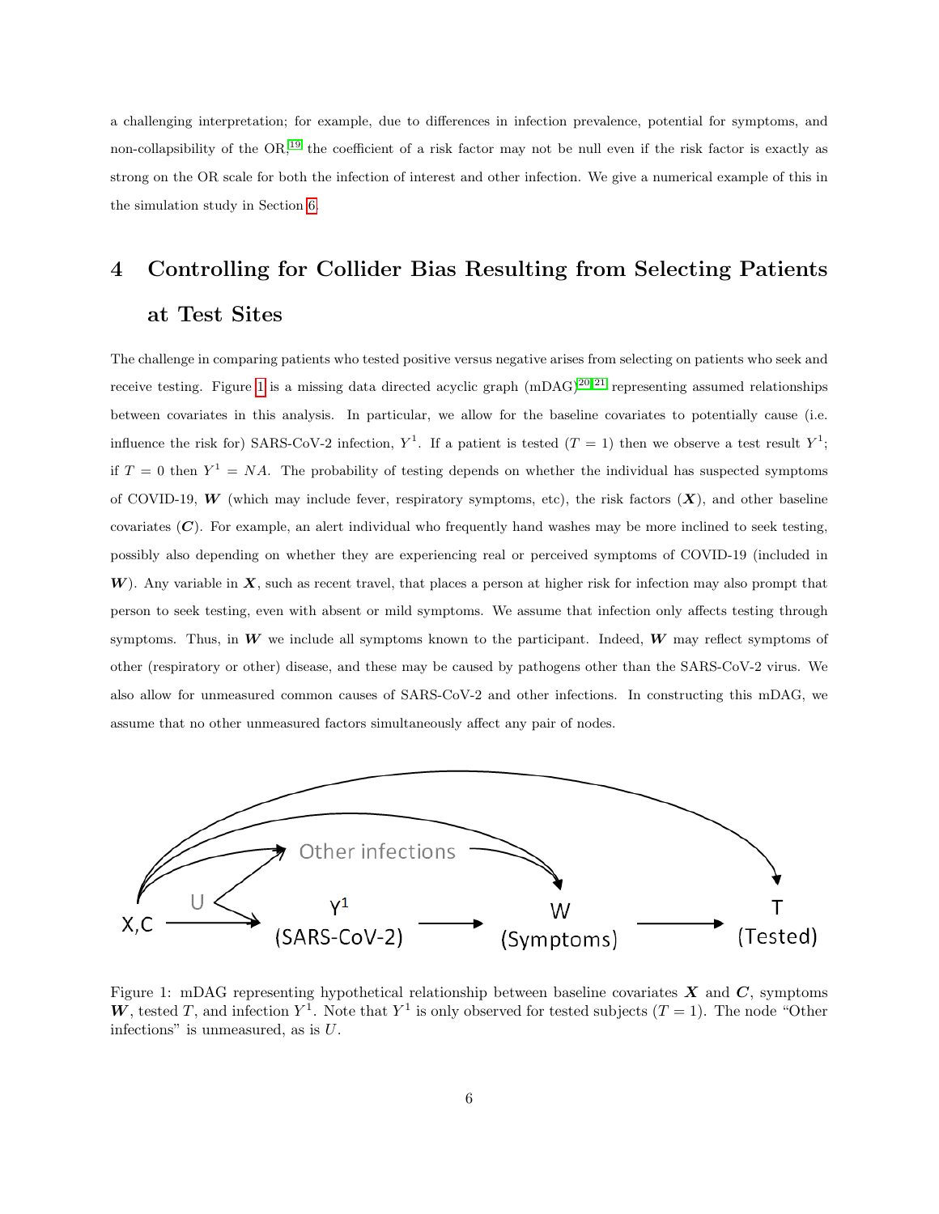a challenging interpretation; for example, due to differences in infection prevalence, potential for symptoms, and non-collapsibility of the OR,[19] the coefficient of a risk factor may not be null even if the risk factor is exactly as strong on the OR scale for both the infection of interest and other infection. We give a numerical example of this in the simulation study in Section 6.

# 4 Controlling for Collider Bias Resulting from Selecting Patients at Test Sites

The challenge in comparing patients who tested positive versus negative arises from selecting on patients who seek and receive testing. Figure 1 is a missing data directed acyclic graph (mDAG)[20,21] representing assumed relationships between covariates in this analysis. In particular, we allow for the baseline covariates to potentially cause (i.e. influence the risk for) SARS-CoV-2 infection, $Y^1$. If a patient is tested ($T = 1$) then we observe a test result $Y^1$; if $T = 0$ then $Y^1 = NA$. The probability of testing depends on whether the individual has suspected symptoms of COVID-19, $\boldsymbol{W}$ (which may include fever, respiratory symptoms, etc), the risk factors ($\boldsymbol{X}$), and other baseline covariates ($\boldsymbol{C}$). For example, an alert individual who frequently hand washes may be more inclined to seek testing, possibly also depending on whether they are experiencing real or perceived symptoms of COVID-19 (included in $\boldsymbol{W}$). Any variable in $\boldsymbol{X}$, such as recent travel, that places a person at higher risk for infection may also prompt that person to seek testing, even with absent or mild symptoms. We assume that infection only affects testing through symptoms. Thus, in $\boldsymbol{W}$ we include all symptoms known to the participant. Indeed, $\boldsymbol{W}$ may reflect symptoms of other (respiratory or other) disease, and these may be caused by pathogens other than the SARS-CoV-2 virus. We also allow for unmeasured common causes of SARS-CoV-2 and other infections. In constructing this mDAG, we assume that no other unmeasured factors simultaneously affect any pair of nodes.

Figure 1: mDAG representing hypothetical relationship between baseline covariates $\boldsymbol{X}$ and $\boldsymbol{C}$, symptoms $\boldsymbol{W}$, tested $T$, and infection $Y^1$. Note that $Y^1$ is only observed for tested subjects ($T = 1$). The node "Other infections" is unmeasured, as is $U$.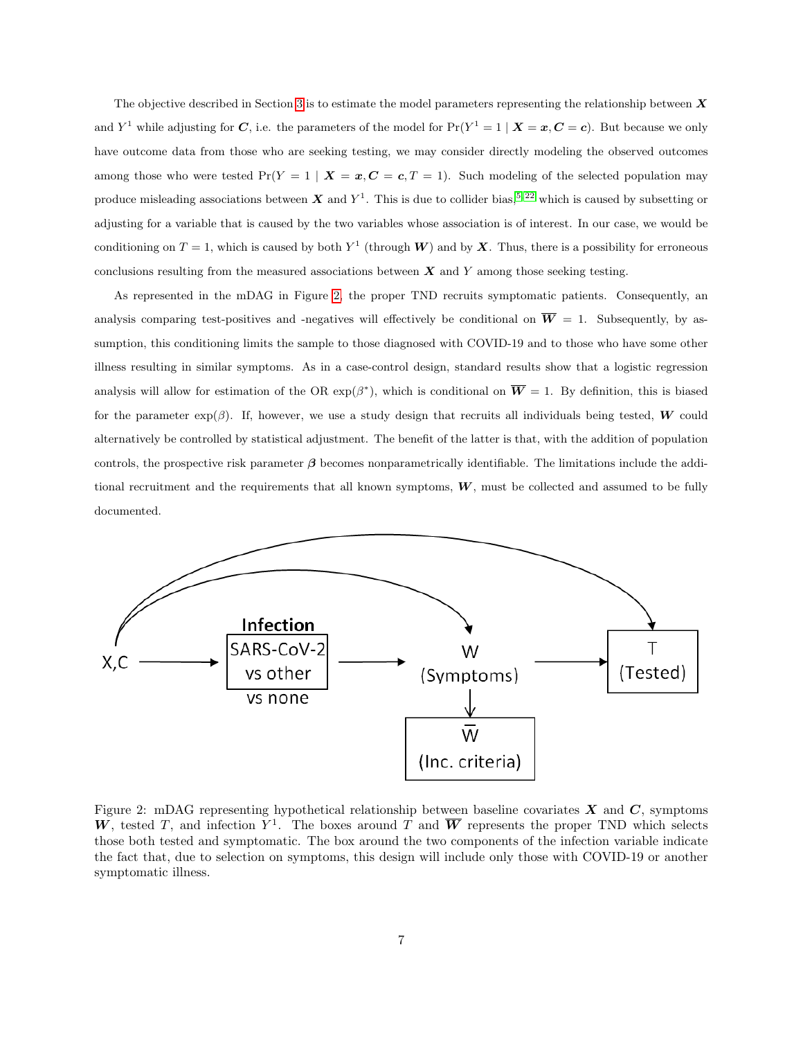The objective described in Section 3 is to estimate the model parameters representing the relationship between $\boldsymbol{X}$ and $Y^1$ while adjusting for $\boldsymbol{C}$, i.e. the parameters of the model for $\Pr(Y^1 = 1 \mid \boldsymbol{X} = \boldsymbol{x}, \boldsymbol{C} = \boldsymbol{c})$. But because we only have outcome data from those who are seeking testing, we may consider directly modeling the observed outcomes among those who were tested $\Pr(Y = 1 \mid \boldsymbol{X} = \boldsymbol{x}, \boldsymbol{C} = \boldsymbol{c}, T = 1)$. Such modeling of the selected population may produce misleading associations between $\boldsymbol{X}$ and $Y^1$. This is due to collider bias,[5,22] which is caused by subsetting or adjusting for a variable that is caused by the two variables whose association is of interest. In our case, we would be conditioning on $T = 1$, which is caused by both $Y^1$ (through $\boldsymbol{W}$) and by $\boldsymbol{X}$. Thus, there is a possibility for erroneous conclusions resulting from the measured associations between $\boldsymbol{X}$ and $Y$ among those seeking testing.

As represented in the mDAG in Figure 2, the proper TND recruits symptomatic patients. Consequently, an analysis comparing test-positives and -negatives will effectively be conditional on $\overline{\boldsymbol{W}} = 1$. Subsequently, by assumption, this conditioning limits the sample to those diagnosed with COVID-19 and to those who have some other illness resulting in similar symptoms. As in a case-control design, standard results show that a logistic regression analysis will allow for estimation of the OR $\exp(\beta^*)$, which is conditional on $\overline{\boldsymbol{W}} = 1$. By definition, this is biased for the parameter $\exp(\beta)$. If, however, we use a study design that recruits all individuals being tested, $\boldsymbol{W}$ could alternatively be controlled by statistical adjustment. The benefit of the latter is that, with the addition of population controls, the prospective risk parameter $\boldsymbol{\beta}$ becomes nonparametrically identifiable. The limitations include the additional recruitment and the requirements that all known symptoms, $\boldsymbol{W}$, must be collected and assumed to be fully documented.

Figure 2: mDAG representing hypothetical relationship between baseline covariates $\boldsymbol{X}$ and $\boldsymbol{C}$, symptoms $\boldsymbol{W}$, tested $T$, and infection $Y^1$. The boxes around $T$ and $\overline{\boldsymbol{W}}$ represents the proper TND which selects those both tested and symptomatic. The box around the two components of the infection variable indicate the fact that, due to selection on symptoms, this design will include only those with COVID-19 or another symptomatic illness.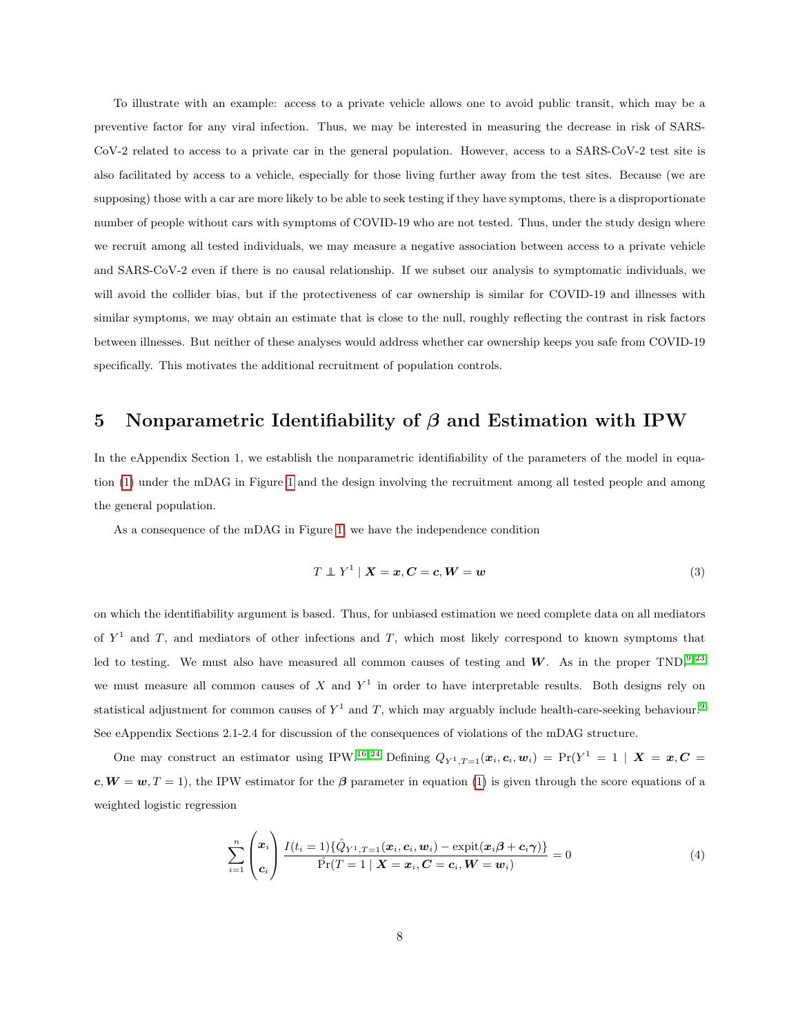To illustrate with an example: access to a private vehicle allows one to avoid public transit, which may be a preventive factor for any viral infection. Thus, we may be interested in measuring the decrease in risk of SARS-CoV-2 related to access to a private car in the general population. However, access to a SARS-CoV-2 test site is also facilitated by access to a vehicle, especially for those living further away from the test sites. Because (we are supposing) those with a car are more likely to be able to seek testing if they have symptoms, there is a disproportionate number of people without cars with symptoms of COVID-19 who are not tested. Thus, under the study design where we recruit among all tested individuals, we may measure a negative association between access to a private vehicle and SARS-CoV-2 even if there is no causal relationship. If we subset our analysis to symptomatic individuals, we will avoid the collider bias, but if the protectiveness of car ownership is similar for COVID-19 and illnesses with similar symptoms, we may obtain an estimate that is close to the null, roughly reflecting the contrast in risk factors between illnesses. But neither of these analyses would address whether car ownership keeps you safe from COVID-19 specifically. This motivates the additional recruitment of population controls.

# 5 Nonparametric Identifiability of $\boldsymbol{\beta}$ and Estimation with IPW

In the eAppendix Section 1, we establish the nonparametric identifiability of the parameters of the model in equation (1) under the mDAG in Figure 1 and the design involving the recruitment among all tested people and among the general population.

As a consequence of the mDAG in Figure 1, we have the independence condition

$$T \perp\!\!\!\perp Y^1 \mid \boldsymbol{X} = \boldsymbol{x}, \boldsymbol{C} = \boldsymbol{c}, \boldsymbol{W} = \boldsymbol{w} \tag{3}$$

on which the identifiability argument is based. Thus, for unbiased estimation we need complete data on all mediators of $Y^1$ and $T$, and mediators of other infections and $T$, which most likely correspond to known symptoms that led to testing. We must also have measured all common causes of testing and $\boldsymbol{W}$. As in the proper TND,[9,23] we must measure all common causes of $X$ and $Y^1$ in order to have interpretable results. Both designs rely on statistical adjustment for common causes of $Y^1$ and $T$, which may arguably include health-care-seeking behaviour.[9] See eAppendix Sections 2.1-2.4 for discussion of the consequences of violations of the mDAG structure.

One may construct an estimator using IPW.[16,24] Defining $Q_{Y^1,T=1}(\boldsymbol{x}_i, \boldsymbol{c}_i, \boldsymbol{w}_i) = \Pr(Y^1 = 1 \mid \boldsymbol{X} = \boldsymbol{x}, \boldsymbol{C} = \boldsymbol{c}, \boldsymbol{W} = \boldsymbol{w}, T = 1)$, the IPW estimator for the $\boldsymbol{\beta}$ parameter in equation (1) is given through the score equations of a weighted logistic regression

$$\sum_{i=1}^{n} \begin{pmatrix} \boldsymbol{x}_i \\ \boldsymbol{c}_i \end{pmatrix} \frac{I(t_i = 1)\{\hat{Q}_{Y^1,T=1}(\boldsymbol{x}_i, \boldsymbol{c}_i, \boldsymbol{w}_i) - \text{expit}(\boldsymbol{x}_i\boldsymbol{\beta} + \boldsymbol{c}_i\boldsymbol{\gamma})\}}{\hat{\Pr}(T = 1 \mid \boldsymbol{X} = \boldsymbol{x}_i, \boldsymbol{C} = \boldsymbol{c}_i, \boldsymbol{W} = \boldsymbol{w}_i)} = 0 \tag{4}$$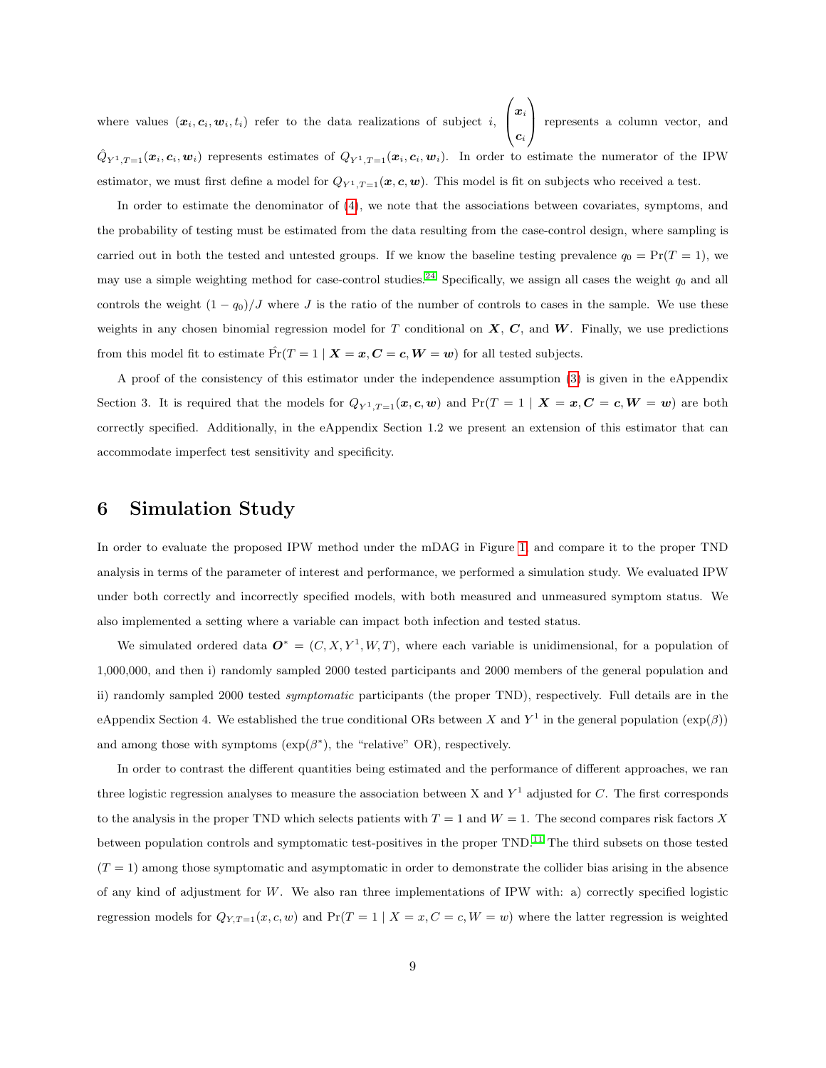where values $(\boldsymbol{x}_i, \boldsymbol{c}_i, \boldsymbol{w}_i, t_i)$ refer to the data realizations of subject $i$, $\begin{pmatrix} \boldsymbol{x}_i \\ \boldsymbol{c}_i \end{pmatrix}$ represents a column vector, and $\hat{Q}_{Y^1,T=1}(\boldsymbol{x}_i, \boldsymbol{c}_i, \boldsymbol{w}_i)$ represents estimates of $Q_{Y^1,T=1}(\boldsymbol{x}_i, \boldsymbol{c}_i, \boldsymbol{w}_i)$. In order to estimate the numerator of the IPW estimator, we must first define a model for $Q_{Y^1,T=1}(\boldsymbol{x}, \boldsymbol{c}, \boldsymbol{w})$. This model is fit on subjects who received a test.

In order to estimate the denominator of (4), we note that the associations between covariates, symptoms, and the probability of testing must be estimated from the data resulting from the case-control design, where sampling is carried out in both the tested and untested groups. If we know the baseline testing prevalence $q_0 = \Pr(T = 1)$, we may use a simple weighting method for case-control studies.[24] Specifically, we assign all cases the weight $q_0$ and all controls the weight $(1 - q_0)/J$ where $J$ is the ratio of the number of controls to cases in the sample. We use these weights in any chosen binomial regression model for $T$ conditional on $\boldsymbol{X}$, $\boldsymbol{C}$, and $\boldsymbol{W}$. Finally, we use predictions from this model fit to estimate $\hat{\Pr}(T = 1 \mid \boldsymbol{X} = \boldsymbol{x}, \boldsymbol{C} = \boldsymbol{c}, \boldsymbol{W} = \boldsymbol{w})$ for all tested subjects.

A proof of the consistency of this estimator under the independence assumption (3) is given in the eAppendix Section 3. It is required that the models for $Q_{Y^1,T=1}(\boldsymbol{x}, \boldsymbol{c}, \boldsymbol{w})$ and $\Pr(T = 1 \mid \boldsymbol{X} = \boldsymbol{x}, \boldsymbol{C} = \boldsymbol{c}, \boldsymbol{W} = \boldsymbol{w})$ are both correctly specified. Additionally, in the eAppendix Section 1.2 we present an extension of this estimator that can accommodate imperfect test sensitivity and specificity.

# 6 Simulation Study

In order to evaluate the proposed IPW method under the mDAG in Figure 1, and compare it to the proper TND analysis in terms of the parameter of interest and performance, we performed a simulation study. We evaluated IPW under both correctly and incorrectly specified models, with both measured and unmeasured symptom status. We also implemented a setting where a variable can impact both infection and tested status.

We simulated ordered data $\boldsymbol{O}^* = (C, X, Y^1, W, T)$, where each variable is unidimensional, for a population of 1,000,000, and then i) randomly sampled 2000 tested participants and 2000 members of the general population and ii) randomly sampled 2000 tested *symptomatic* participants (the proper TND), respectively. Full details are in the eAppendix Section 4. We established the true conditional ORs between $X$ and $Y^1$ in the general population ($\exp(\beta)$) and among those with symptoms ($\exp(\beta^*)$, the "relative" OR), respectively.

In order to contrast the different quantities being estimated and the performance of different approaches, we ran three logistic regression analyses to measure the association between X and $Y^1$ adjusted for $C$. The first corresponds to the analysis in the proper TND which selects patients with $T = 1$ and $W = 1$. The second compares risk factors $X$ between population controls and symptomatic test-positives in the proper TND.[11] The third subsets on those tested ($T = 1$) among those symptomatic and asymptomatic in order to demonstrate the collider bias arising in the absence of any kind of adjustment for $W$. We also ran three implementations of IPW with: a) correctly specified logistic regression models for $Q_{Y,T=1}(x, c, w)$ and $\Pr(T = 1 \mid X = x, C = c, W = w)$ where the latter regression is weighted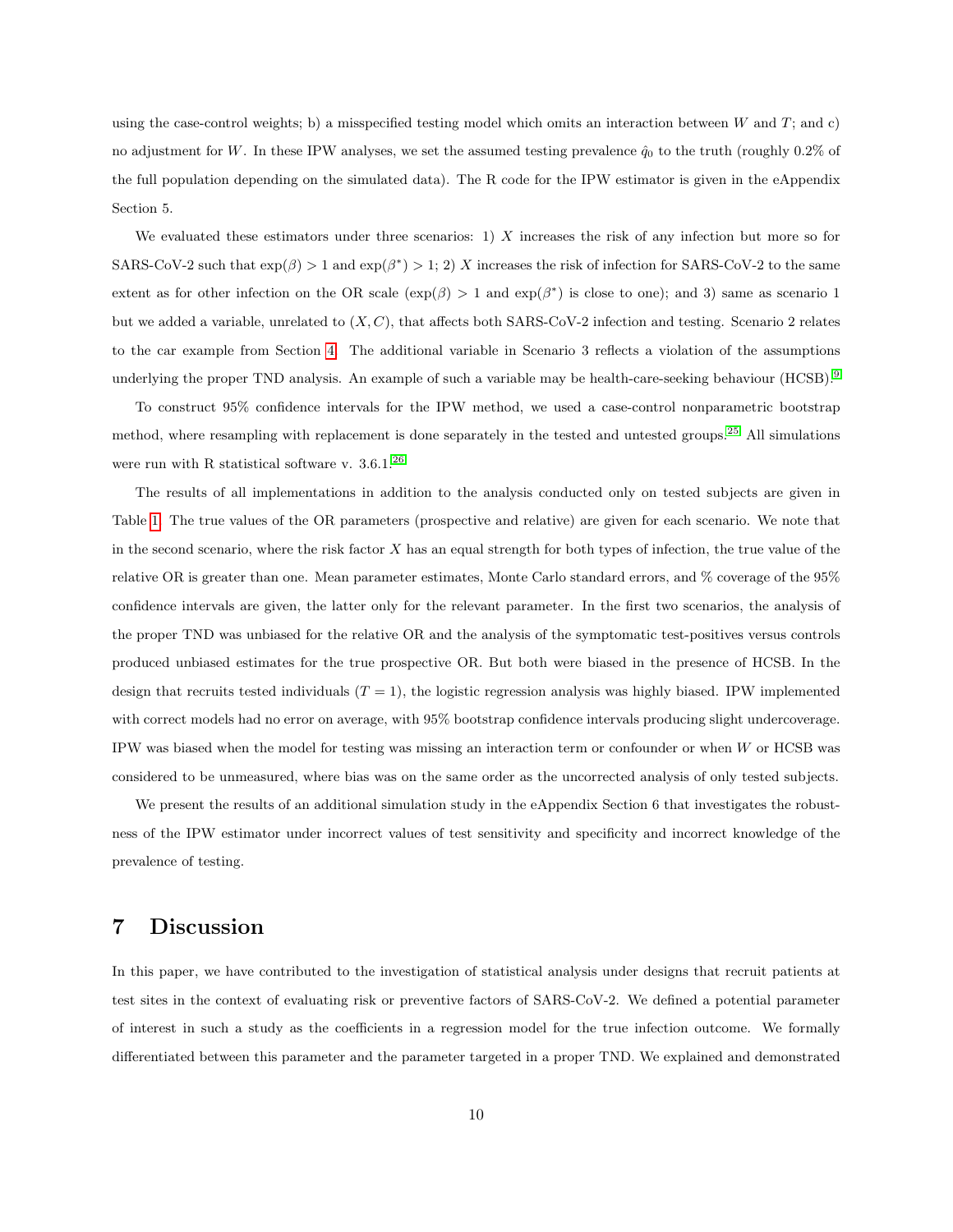using the case-control weights; b) a misspecified testing model which omits an interaction between $W$ and $T$; and c) no adjustment for $W$. In these IPW analyses, we set the assumed testing prevalence $\hat{q}_0$ to the truth (roughly 0.2% of the full population depending on the simulated data). The R code for the IPW estimator is given in the eAppendix Section 5.

We evaluated these estimators under three scenarios: 1) $X$ increases the risk of any infection but more so for SARS-CoV-2 such that $\exp(\beta) > 1$ and $\exp(\beta^*) > 1$; 2) $X$ increases the risk of infection for SARS-CoV-2 to the same extent as for other infection on the OR scale ($\exp(\beta) > 1$ and $\exp(\beta^*)$ is close to one); and 3) same as scenario 1 but we added a variable, unrelated to $(X, C)$, that affects both SARS-CoV-2 infection and testing. Scenario 2 relates to the car example from Section 4. The additional variable in Scenario 3 reflects a violation of the assumptions underlying the proper TND analysis. An example of such a variable may be health-care-seeking behaviour (HCSB).[9]

To construct 95% confidence intervals for the IPW method, we used a case-control nonparametric bootstrap method, where resampling with replacement is done separately in the tested and untested groups.[25] All simulations were run with R statistical software v. 3.6.1.[26]

The results of all implementations in addition to the analysis conducted only on tested subjects are given in Table 1. The true values of the OR parameters (prospective and relative) are given for each scenario. We note that in the second scenario, where the risk factor $X$ has an equal strength for both types of infection, the true value of the relative OR is greater than one. Mean parameter estimates, Monte Carlo standard errors, and % coverage of the 95% confidence intervals are given, the latter only for the relevant parameter. In the first two scenarios, the analysis of the proper TND was unbiased for the relative OR and the analysis of the symptomatic test-positives versus controls produced unbiased estimates for the true prospective OR. But both were biased in the presence of HCSB. In the design that recruits tested individuals ($T = 1$), the logistic regression analysis was highly biased. IPW implemented with correct models had no error on average, with 95% bootstrap confidence intervals producing slight undercoverage. IPW was biased when the model for testing was missing an interaction term or confounder or when $W$ or HCSB was considered to be unmeasured, where bias was on the same order as the uncorrected analysis of only tested subjects.

We present the results of an additional simulation study in the eAppendix Section 6 that investigates the robustness of the IPW estimator under incorrect values of test sensitivity and specificity and incorrect knowledge of the prevalence of testing.

## 7 Discussion

In this paper, we have contributed to the investigation of statistical analysis under designs that recruit patients at test sites in the context of evaluating risk or preventive factors of SARS-CoV-2. We defined a potential parameter of interest in such a study as the coefficients in a regression model for the true infection outcome. We formally differentiated between this parameter and the parameter targeted in a proper TND. We explained and demonstrated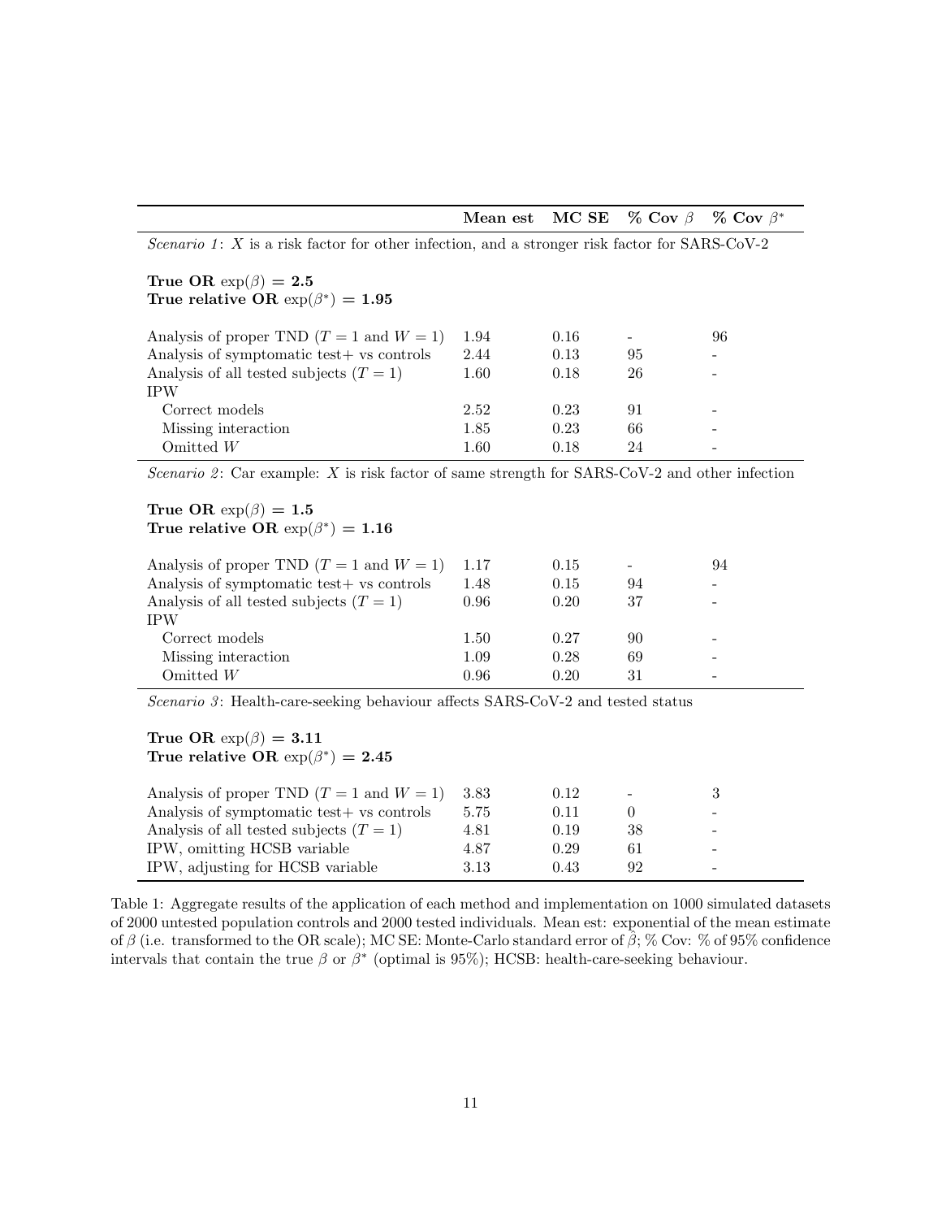|  | **Mean est** | **MC SE** | **% Cov $\beta$** | **% Cov $\beta^*$** |
|---|---|---|---|---|
| *Scenario 1*: $X$ is a risk factor for other infection, and a stronger risk factor for SARS-CoV-2 |  |  |  |  |
| **True OR $\exp(\beta) = 2.5$** |  |  |  |  |
| **True relative OR $\exp(\beta^*) = 1.95$** |  |  |  |  |
| Analysis of proper TND ($T = 1$ and $W = 1$) | 1.94 | 0.16 | - | 96 |
| Analysis of symptomatic test+ vs controls | 2.44 | 0.13 | 95 | - |
| Analysis of all tested subjects ($T = 1$) | 1.60 | 0.18 | 26 | - |
| IPW |  |  |  |  |
| Correct models | 2.52 | 0.23 | 91 | - |
| Missing interaction | 1.85 | 0.23 | 66 | - |
| Omitted $W$ | 1.60 | 0.18 | 24 | - |
| *Scenario 2*: Car example: $X$ is risk factor of same strength for SARS-CoV-2 and other infection |  |  |  |  |
| **True OR $\exp(\beta) = 1.5$** |  |  |  |  |
| **True relative OR $\exp(\beta^*) = 1.16$** |  |  |  |  |
| Analysis of proper TND ($T = 1$ and $W = 1$) | 1.17 | 0.15 | - | 94 |
| Analysis of symptomatic test+ vs controls | 1.48 | 0.15 | 94 | - |
| Analysis of all tested subjects ($T = 1$) | 0.96 | 0.20 | 37 | - |
| IPW |  |  |  |  |
| Correct models | 1.50 | 0.27 | 90 | - |
| Missing interaction | 1.09 | 0.28 | 69 | - |
| Omitted $W$ | 0.96 | 0.20 | 31 | - |
| *Scenario 3*: Health-care-seeking behaviour affects SARS-CoV-2 and tested status |  |  |  |  |
| **True OR $\exp(\beta) = 3.11$** |  |  |  |  |
| **True relative OR $\exp(\beta^*) = 2.45$** |  |  |  |  |
| Analysis of proper TND ($T = 1$ and $W = 1$) | 3.83 | 0.12 | - | 3 |
| Analysis of symptomatic test+ vs controls | 5.75 | 0.11 | 0 | - |
| Analysis of all tested subjects ($T = 1$) | 4.81 | 0.19 | 38 | - |
| IPW, omitting HCSB variable | 4.87 | 0.29 | 61 | - |
| IPW, adjusting for HCSB variable | 3.13 | 0.43 | 92 | - |

Table 1: Aggregate results of the application of each method and implementation on 1000 simulated datasets of 2000 untested population controls and 2000 tested individuals. Mean est: exponential of the mean estimate of $\beta$ (i.e. transformed to the OR scale); MC SE: Monte-Carlo standard error of $\hat{\beta}$; % Cov: % of 95% confidence intervals that contain the true $\beta$ or $\beta^*$ (optimal is 95%); HCSB: health-care-seeking behaviour.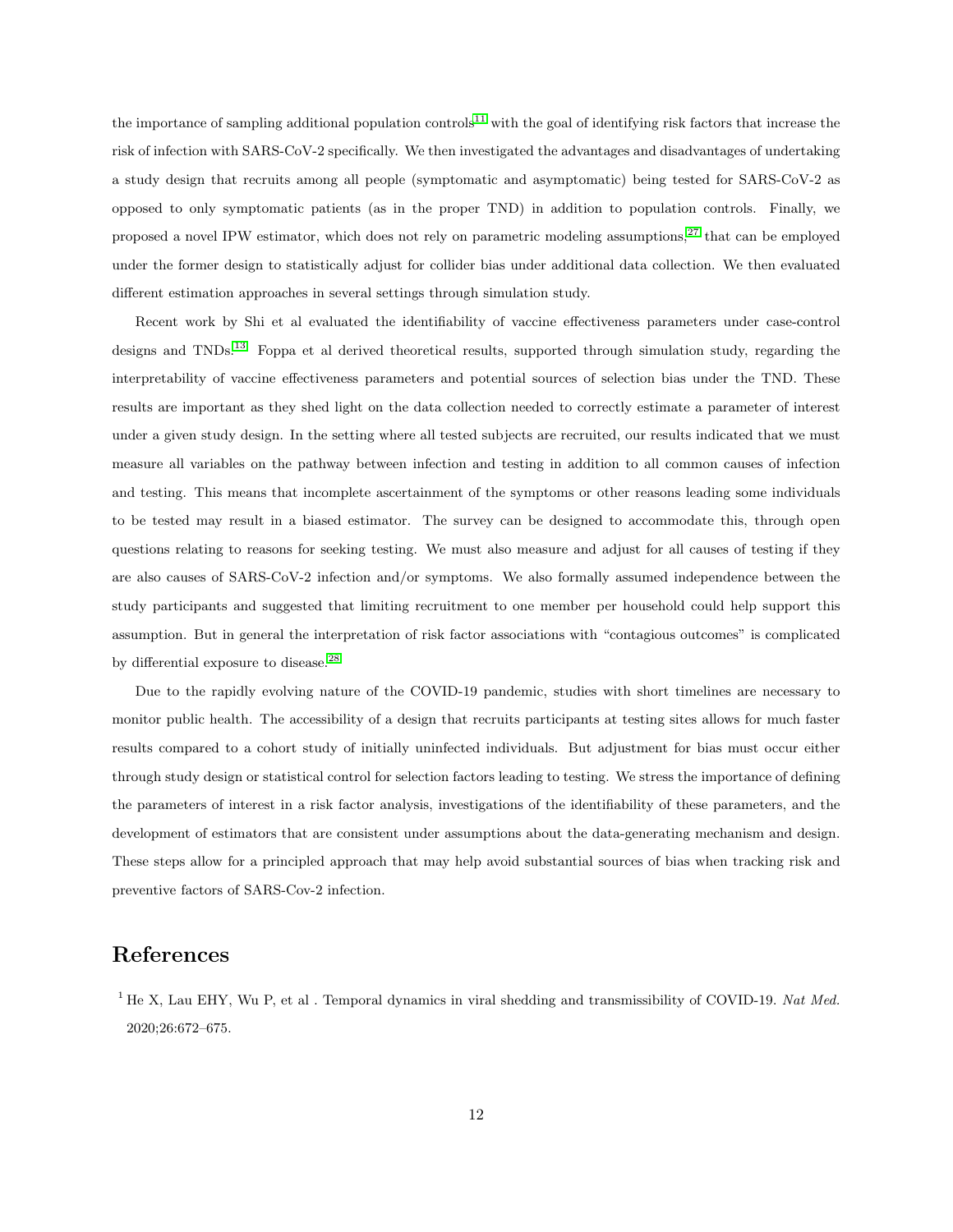the importance of sampling additional population controls[11] with the goal of identifying risk factors that increase the risk of infection with SARS-CoV-2 specifically. We then investigated the advantages and disadvantages of undertaking a study design that recruits among all people (symptomatic and asymptomatic) being tested for SARS-CoV-2 as opposed to only symptomatic patients (as in the proper TND) in addition to population controls. Finally, we proposed a novel IPW estimator, which does not rely on parametric modeling assumptions,[27] that can be employed under the former design to statistically adjust for collider bias under additional data collection. We then evaluated different estimation approaches in several settings through simulation study.

Recent work by Shi et al evaluated the identifiability of vaccine effectiveness parameters under case-control designs and TNDs.[13] Foppa et al derived theoretical results, supported through simulation study, regarding the interpretability of vaccine effectiveness parameters and potential sources of selection bias under the TND. These results are important as they shed light on the data collection needed to correctly estimate a parameter of interest under a given study design. In the setting where all tested subjects are recruited, our results indicated that we must measure all variables on the pathway between infection and testing in addition to all common causes of infection and testing. This means that incomplete ascertainment of the symptoms or other reasons leading some individuals to be tested may result in a biased estimator. The survey can be designed to accommodate this, through open questions relating to reasons for seeking testing. We must also measure and adjust for all causes of testing if they are also causes of SARS-CoV-2 infection and/or symptoms. We also formally assumed independence between the study participants and suggested that limiting recruitment to one member per household could help support this assumption. But in general the interpretation of risk factor associations with "contagious outcomes" is complicated by differential exposure to disease.[28]

Due to the rapidly evolving nature of the COVID-19 pandemic, studies with short timelines are necessary to monitor public health. The accessibility of a design that recruits participants at testing sites allows for much faster results compared to a cohort study of initially uninfected individuals. But adjustment for bias must occur either through study design or statistical control for selection factors leading to testing. We stress the importance of defining the parameters of interest in a risk factor analysis, investigations of the identifiability of these parameters, and the development of estimators that are consistent under assumptions about the data-generating mechanism and design. These steps allow for a principled approach that may help avoid substantial sources of bias when tracking risk and preventive factors of SARS-Cov-2 infection.

# References

[1] He X, Lau EHY, Wu P, et al . Temporal dynamics in viral shedding and transmissibility of COVID-19. *Nat Med.* 2020;26:672–675.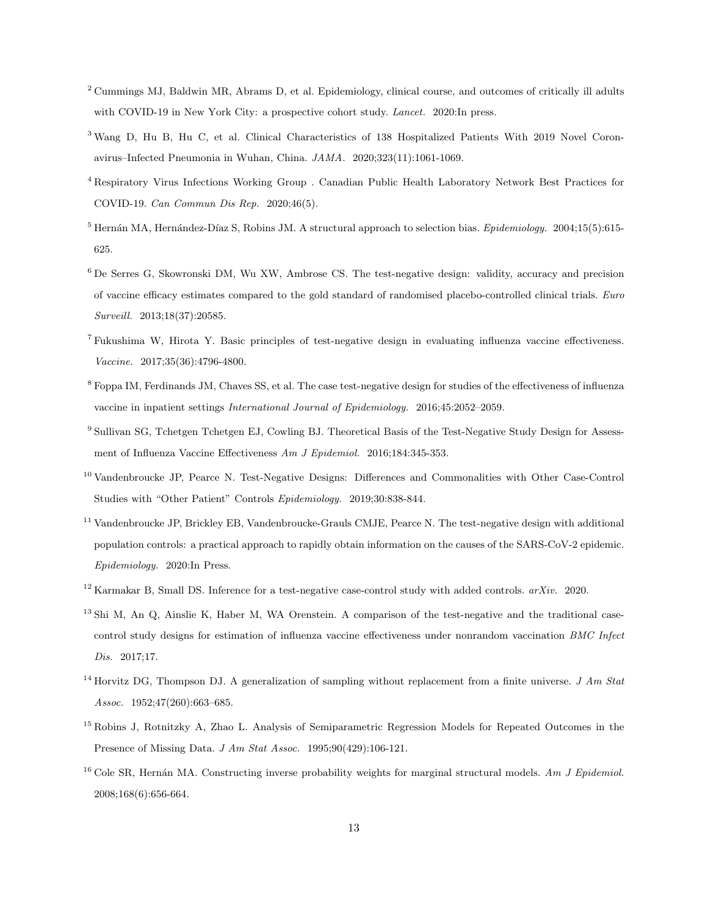[2] Cummings MJ, Baldwin MR, Abrams D, et al. Epidemiology, clinical course, and outcomes of critically ill adults with COVID-19 in New York City: a prospective cohort study. *Lancet.* 2020:In press.

[3] Wang D, Hu B, Hu C, et al. Clinical Characteristics of 138 Hospitalized Patients With 2019 Novel Coronavirus–Infected Pneumonia in Wuhan, China. *JAMA.* 2020;323(11):1061-1069.

[4] Respiratory Virus Infections Working Group . Canadian Public Health Laboratory Network Best Practices for COVID-19. *Can Commun Dis Rep.* 2020;46(5).

[5] Hernán MA, Hernández-Díaz S, Robins JM. A structural approach to selection bias. *Epidemiology.* 2004;15(5):615-625.

[6] De Serres G, Skowronski DM, Wu XW, Ambrose CS. The test-negative design: validity, accuracy and precision of vaccine efficacy estimates compared to the gold standard of randomised placebo-controlled clinical trials. *Euro Surveill.* 2013;18(37):20585.

[7] Fukushima W, Hirota Y. Basic principles of test-negative design in evaluating influenza vaccine effectiveness. *Vaccine.* 2017;35(36):4796-4800.

[8] Foppa IM, Ferdinands JM, Chaves SS, et al. The case test-negative design for studies of the effectiveness of influenza vaccine in inpatient settings *International Journal of Epidemiology.* 2016;45:2052–2059.

[9] Sullivan SG, Tchetgen Tchetgen EJ, Cowling BJ. Theoretical Basis of the Test-Negative Study Design for Assessment of Influenza Vaccine Effectiveness *Am J Epidemiol.* 2016;184:345-353.

[10] Vandenbroucke JP, Pearce N. Test-Negative Designs: Differences and Commonalities with Other Case-Control Studies with "Other Patient" Controls *Epidemiology.* 2019;30:838-844.

[11] Vandenbroucke JP, Brickley EB, Vandenbroucke-Grauls CMJE, Pearce N. The test-negative design with additional population controls: a practical approach to rapidly obtain information on the causes of the SARS-CoV-2 epidemic. *Epidemiology.* 2020:In Press.

[12] Karmakar B, Small DS. Inference for a test-negative case-control study with added controls. *arXiv.* 2020.

[13] Shi M, An Q, Ainslie K, Haber M, WA Orenstein. A comparison of the test-negative and the traditional case-control study designs for estimation of influenza vaccine effectiveness under nonrandom vaccination *BMC Infect Dis.* 2017;17.

[14] Horvitz DG, Thompson DJ. A generalization of sampling without replacement from a finite universe. *J Am Stat Assoc.* 1952;47(260):663–685.

[15] Robins J, Rotnitzky A, Zhao L. Analysis of Semiparametric Regression Models for Repeated Outcomes in the Presence of Missing Data. *J Am Stat Assoc.* 1995;90(429):106-121.

[16] Cole SR, Hernán MA. Constructing inverse probability weights for marginal structural models. *Am J Epidemiol.* 2008;168(6):656-664.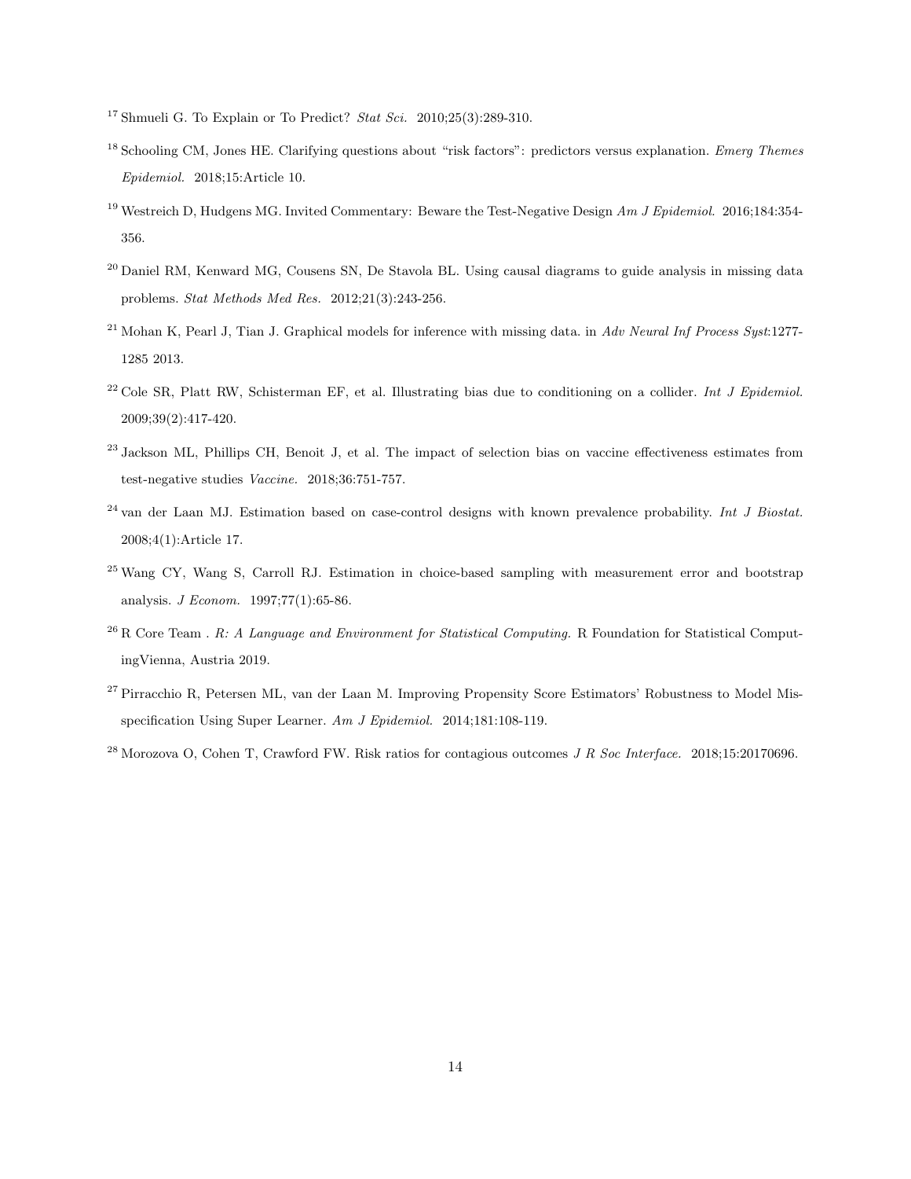[17] Shmueli G. To Explain or To Predict? *Stat Sci.* 2010;25(3):289-310.

[18] Schooling CM, Jones HE. Clarifying questions about "risk factors": predictors versus explanation. *Emerg Themes Epidemiol.* 2018;15:Article 10.

[19] Westreich D, Hudgens MG. Invited Commentary: Beware the Test-Negative Design *Am J Epidemiol.* 2016;184:354-356.

[20] Daniel RM, Kenward MG, Cousens SN, De Stavola BL. Using causal diagrams to guide analysis in missing data problems. *Stat Methods Med Res.* 2012;21(3):243-256.

[21] Mohan K, Pearl J, Tian J. Graphical models for inference with missing data. in *Adv Neural Inf Process Syst*:1277-1285 2013.

[22] Cole SR, Platt RW, Schisterman EF, et al. Illustrating bias due to conditioning on a collider. *Int J Epidemiol.* 2009;39(2):417-420.

[23] Jackson ML, Phillips CH, Benoit J, et al. The impact of selection bias on vaccine effectiveness estimates from test-negative studies *Vaccine.* 2018;36:751-757.

[24] van der Laan MJ. Estimation based on case-control designs with known prevalence probability. *Int J Biostat.* 2008;4(1):Article 17.

[25] Wang CY, Wang S, Carroll RJ. Estimation in choice-based sampling with measurement error and bootstrap analysis. *J Econom.* 1997;77(1):65-86.

[26] R Core Team . *R: A Language and Environment for Statistical Computing.* R Foundation for Statistical ComputingVienna, Austria 2019.

[27] Pirracchio R, Petersen ML, van der Laan M. Improving Propensity Score Estimators' Robustness to Model Misspecification Using Super Learner. *Am J Epidemiol.* 2014;181:108-119.

[28] Morozova O, Cohen T, Crawford FW. Risk ratios for contagious outcomes *J R Soc Interface.* 2018;15:20170696.